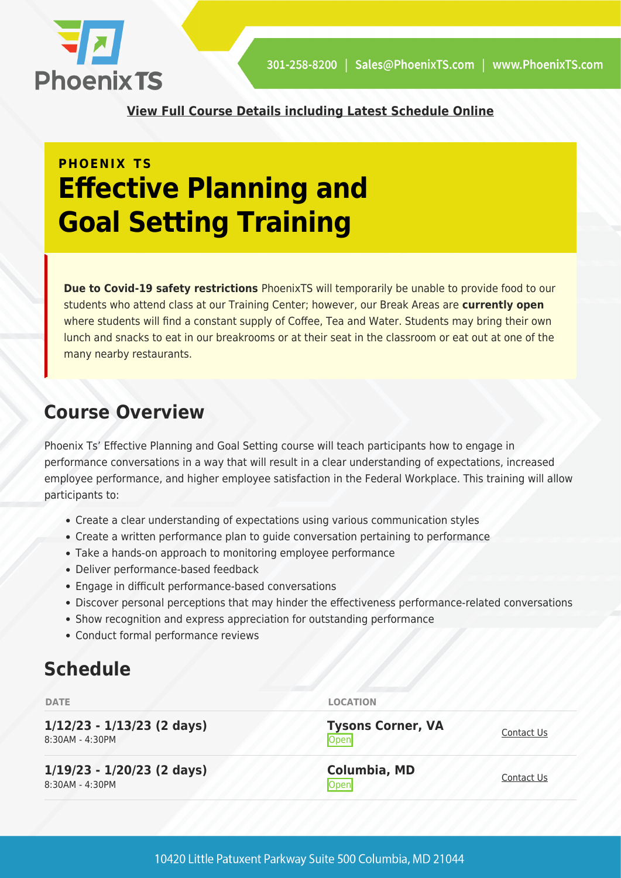[View Full Course Details including Latest Schedule Online]

**PHOENIX TS**

# Effective Planning and Goal Setting Training

**Due to Covid-19 safety restrictions** PhoenixTS will temporarily be unable to provide food to our students who attend class at our Training Center; however, our Break Areas are **currently open** where students will find a constant supply of Coffee, Tea and Water. Students may bring their own lunch and snacks to eat in our breakrooms or at their seat in the classroom or eat out at one of the many nearby restaurants.

## Course Overview

Phoenix Ts' Effective Planning and Goal Setting course will teach participants how to engage in performance conversations in a way that will result in a clear understanding of expectations, increased employee performance, and higher employee satisfaction in the Federal Workplace. This training will allow participants to:

- Create a clear understanding of expectations using various communication styles
- Create a written performance plan to guide conversation pertaining to performance
- Take a hands-on approach to monitoring employee performance
- Deliver performance-based feedback
- Engage in difficult performance-based conversations
- Discover personal perceptions that may hinder the effectiveness performance-related conversations
- Show recognition and express appreciation for outstanding performance
- Conduct formal performance reviews

## Schedule

| DATE | LOCATION | |
|---|---|---|
| **1/12/23 - 1/13/23 (2 days)** 8:30AM - 4:30PM | **Tysons Corner, VA** Open | Contact Us |
| **1/19/23 - 1/20/23 (2 days)** 8:30AM - 4:30PM | **Columbia, MD** Open | Contact Us |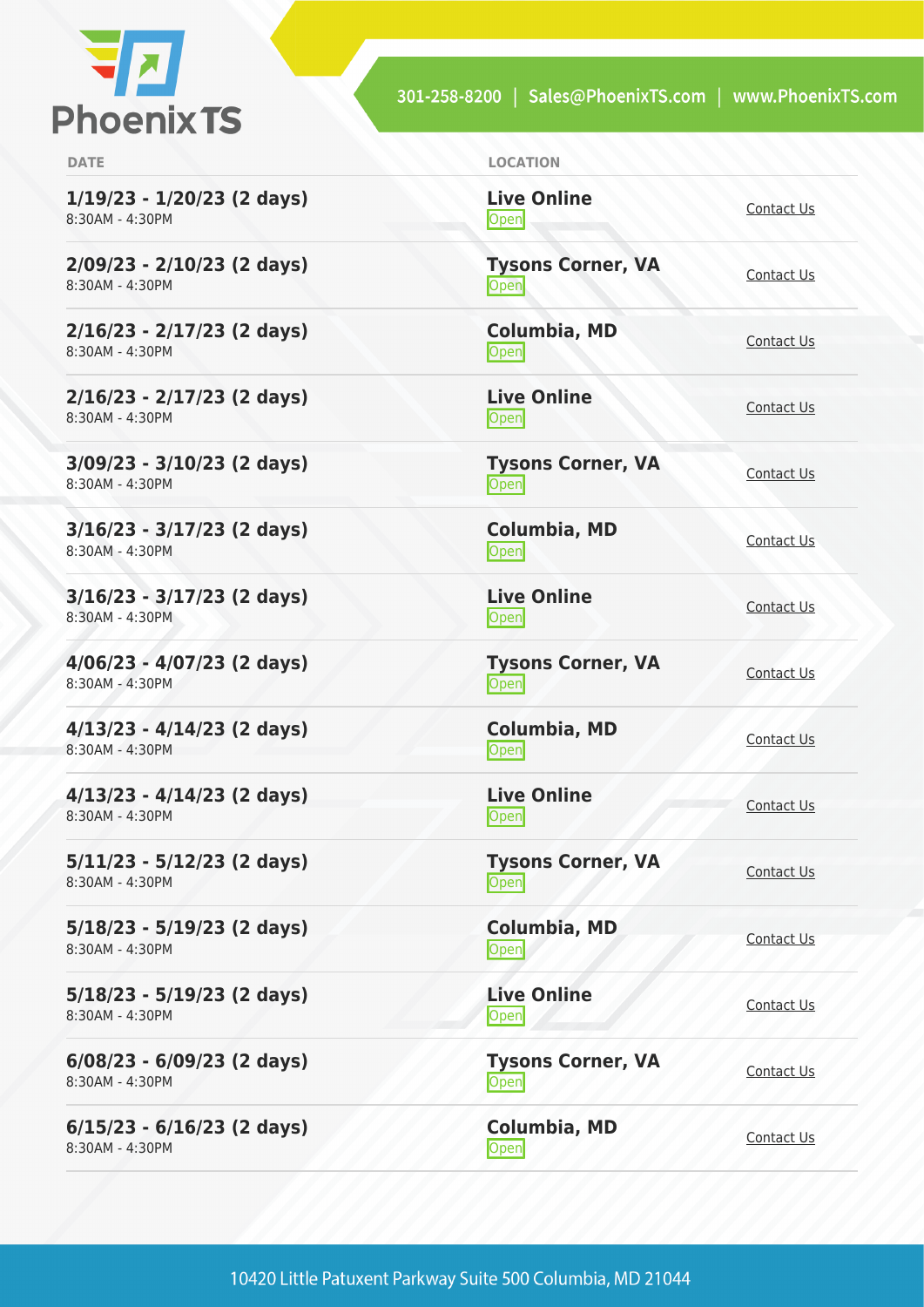| DATE | LOCATION | |
|---|---|---|
| **1/19/23 - 1/20/23 (2 days)** 8:30AM - 4:30PM | **Live Online** Open | Contact Us |
| **2/09/23 - 2/10/23 (2 days)** 8:30AM - 4:30PM | **Tysons Corner, VA** Open | Contact Us |
| **2/16/23 - 2/17/23 (2 days)** 8:30AM - 4:30PM | **Columbia, MD** Open | Contact Us |
| **2/16/23 - 2/17/23 (2 days)** 8:30AM - 4:30PM | **Live Online** Open | Contact Us |
| **3/09/23 - 3/10/23 (2 days)** 8:30AM - 4:30PM | **Tysons Corner, VA** Open | Contact Us |
| **3/16/23 - 3/17/23 (2 days)** 8:30AM - 4:30PM | **Columbia, MD** Open | Contact Us |
| **3/16/23 - 3/17/23 (2 days)** 8:30AM - 4:30PM | **Live Online** Open | Contact Us |
| **4/06/23 - 4/07/23 (2 days)** 8:30AM - 4:30PM | **Tysons Corner, VA** Open | Contact Us |
| **4/13/23 - 4/14/23 (2 days)** 8:30AM - 4:30PM | **Columbia, MD** Open | Contact Us |
| **4/13/23 - 4/14/23 (2 days)** 8:30AM - 4:30PM | **Live Online** Open | Contact Us |
| **5/11/23 - 5/12/23 (2 days)** 8:30AM - 4:30PM | **Tysons Corner, VA** Open | Contact Us |
| **5/18/23 - 5/19/23 (2 days)** 8:30AM - 4:30PM | **Columbia, MD** Open | Contact Us |
| **5/18/23 - 5/19/23 (2 days)** 8:30AM - 4:30PM | **Live Online** Open | Contact Us |
| **6/08/23 - 6/09/23 (2 days)** 8:30AM - 4:30PM | **Tysons Corner, VA** Open | Contact Us |
| **6/15/23 - 6/16/23 (2 days)** 8:30AM - 4:30PM | **Columbia, MD** Open | Contact Us |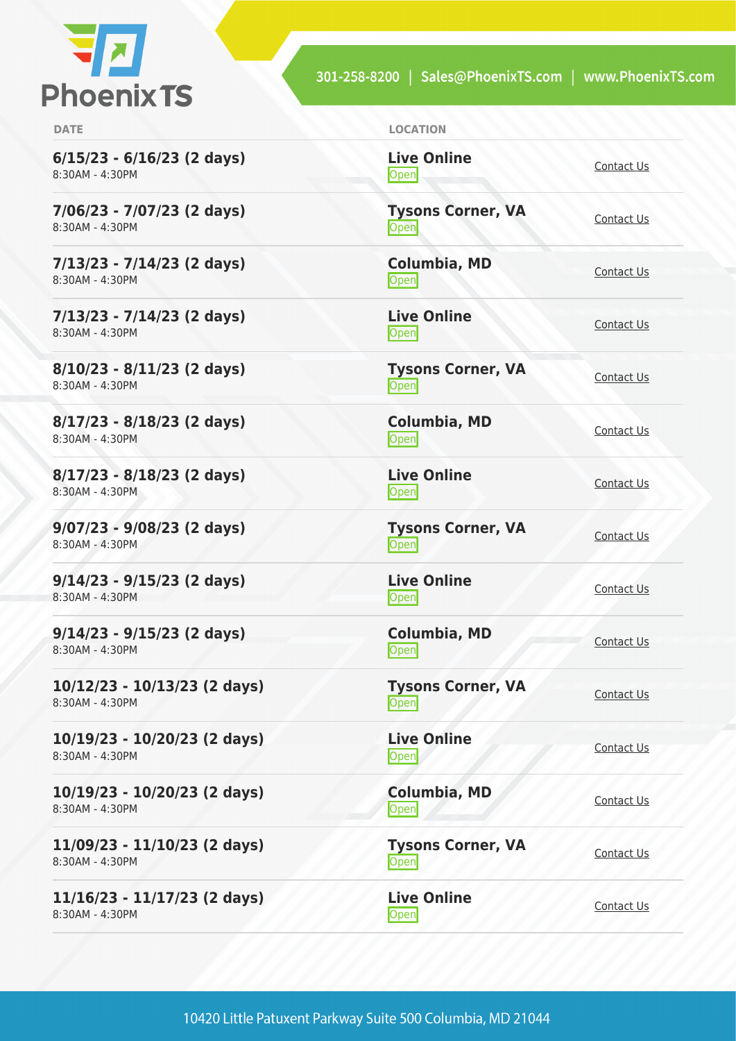| DATE | LOCATION | |
|---|---|---|
| **6/15/23 - 6/16/23 (2 days)**<br>8:30AM - 4:30PM | **Live Online**<br>Open | Contact Us |
| **7/06/23 - 7/07/23 (2 days)**<br>8:30AM - 4:30PM | **Tysons Corner, VA**<br>Open | Contact Us |
| **7/13/23 - 7/14/23 (2 days)**<br>8:30AM - 4:30PM | **Columbia, MD**<br>Open | Contact Us |
| **7/13/23 - 7/14/23 (2 days)**<br>8:30AM - 4:30PM | **Live Online**<br>Open | Contact Us |
| **8/10/23 - 8/11/23 (2 days)**<br>8:30AM - 4:30PM | **Tysons Corner, VA**<br>Open | Contact Us |
| **8/17/23 - 8/18/23 (2 days)**<br>8:30AM - 4:30PM | **Columbia, MD**<br>Open | Contact Us |
| **8/17/23 - 8/18/23 (2 days)**<br>8:30AM - 4:30PM | **Live Online**<br>Open | Contact Us |
| **9/07/23 - 9/08/23 (2 days)**<br>8:30AM - 4:30PM | **Tysons Corner, VA**<br>Open | Contact Us |
| **9/14/23 - 9/15/23 (2 days)**<br>8:30AM - 4:30PM | **Live Online**<br>Open | Contact Us |
| **9/14/23 - 9/15/23 (2 days)**<br>8:30AM - 4:30PM | **Columbia, MD**<br>Open | Contact Us |
| **10/12/23 - 10/13/23 (2 days)**<br>8:30AM - 4:30PM | **Tysons Corner, VA**<br>Open | Contact Us |
| **10/19/23 - 10/20/23 (2 days)**<br>8:30AM - 4:30PM | **Live Online**<br>Open | Contact Us |
| **10/19/23 - 10/20/23 (2 days)**<br>8:30AM - 4:30PM | **Columbia, MD**<br>Open | Contact Us |
| **11/09/23 - 11/10/23 (2 days)**<br>8:30AM - 4:30PM | **Tysons Corner, VA**<br>Open | Contact Us |
| **11/16/23 - 11/17/23 (2 days)**<br>8:30AM - 4:30PM | **Live Online**<br>Open | Contact Us |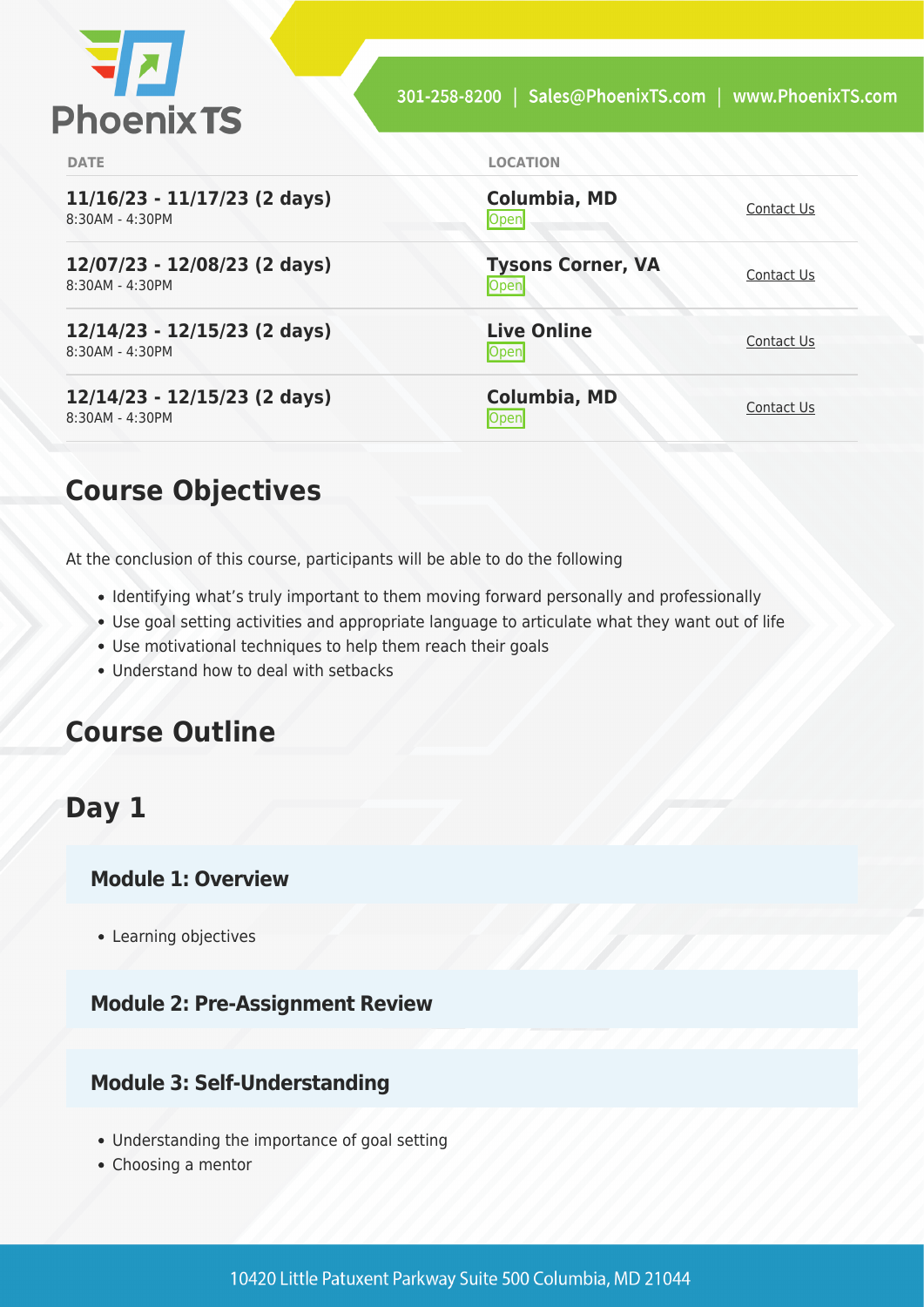| DATE | LOCATION | |
| --- | --- | --- |
| **11/16/23 - 11/17/23 (2 days)**<br>8:30AM - 4:30PM | **Columbia, MD**<br>Open | Contact Us |
| **12/07/23 - 12/08/23 (2 days)**<br>8:30AM - 4:30PM | **Tysons Corner, VA**<br>Open | Contact Us |
| **12/14/23 - 12/15/23 (2 days)**<br>8:30AM - 4:30PM | **Live Online**<br>Open | Contact Us |
| **12/14/23 - 12/15/23 (2 days)**<br>8:30AM - 4:30PM | **Columbia, MD**<br>Open | Contact Us |

## Course Objectives

At the conclusion of this course, participants will be able to do the following

- Identifying what's truly important to them moving forward personally and professionally
- Use goal setting activities and appropriate language to articulate what they want out of life
- Use motivational techniques to help them reach their goals
- Understand how to deal with setbacks

## Course Outline

## Day 1

### Module 1: Overview

- Learning objectives

### Module 2: Pre-Assignment Review

### Module 3: Self-Understanding

- Understanding the importance of goal setting
- Choosing a mentor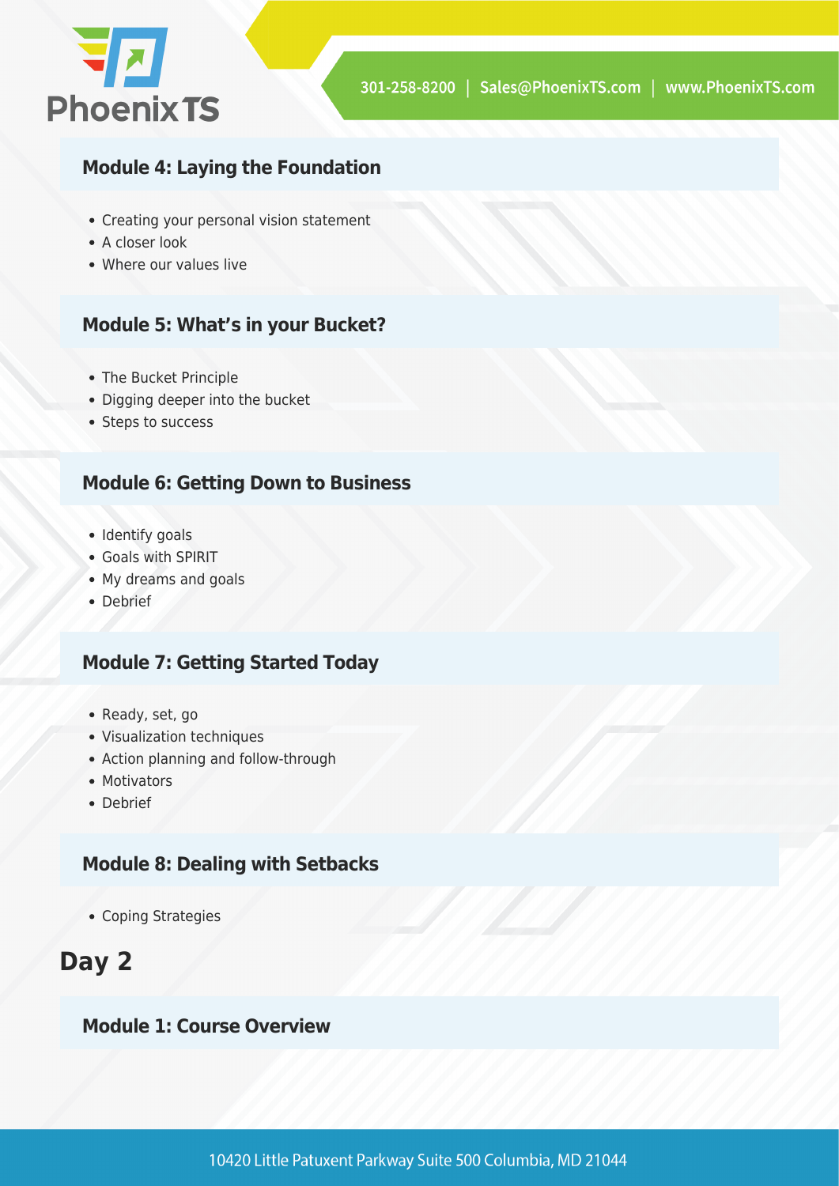### Module 4: Laying the Foundation

- Creating your personal vision statement
- A closer look
- Where our values live

### Module 5: What's in your Bucket?

- The Bucket Principle
- Digging deeper into the bucket
- Steps to success

### Module 6: Getting Down to Business

- Identify goals
- Goals with SPIRIT
- My dreams and goals
- Debrief

### Module 7: Getting Started Today

- Ready, set, go
- Visualization techniques
- Action planning and follow-through
- Motivators
- Debrief

### Module 8: Dealing with Setbacks

- Coping Strategies

## Day 2

### Module 1: Course Overview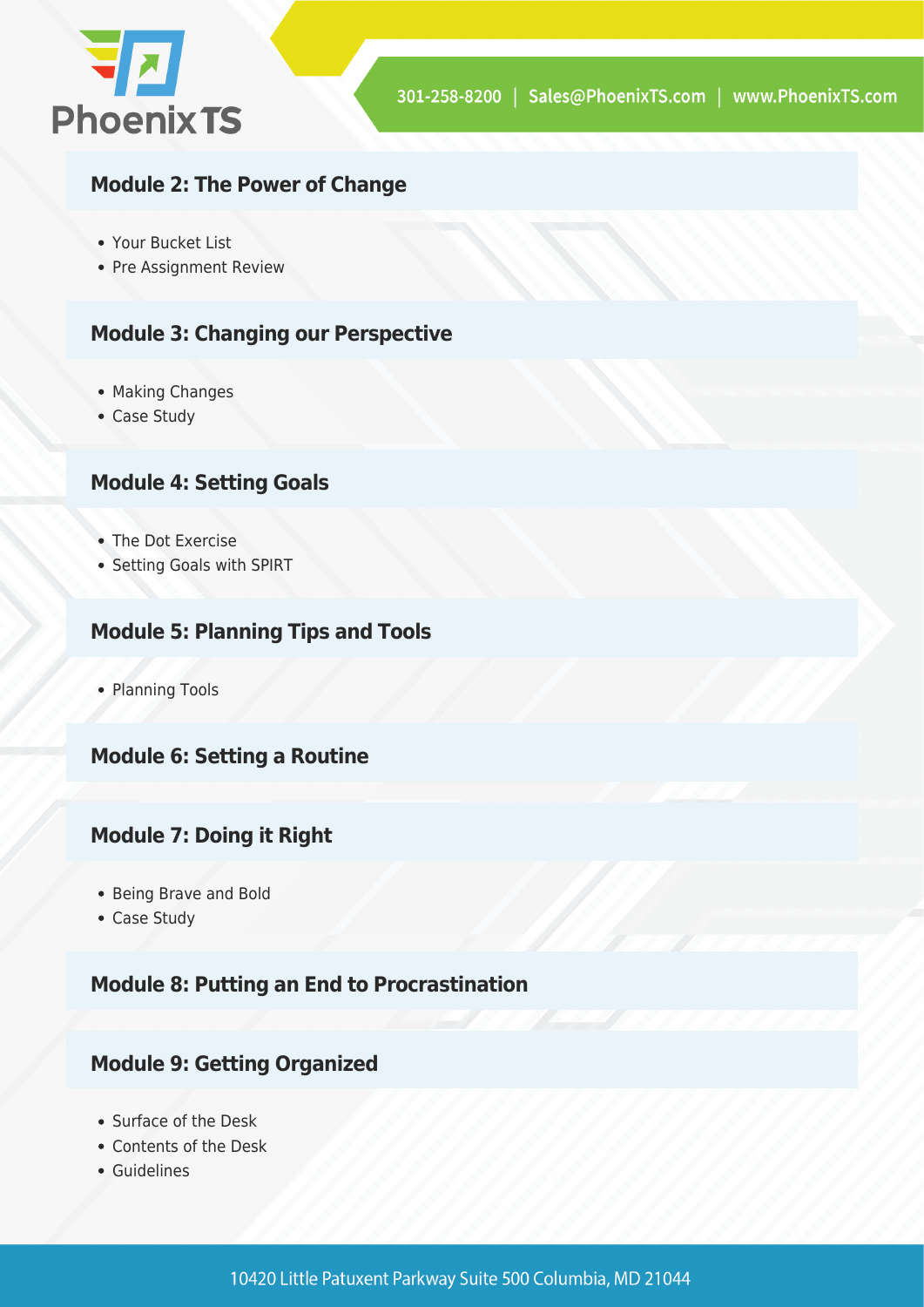### Module 2: The Power of Change

- Your Bucket List
- Pre Assignment Review

### Module 3: Changing our Perspective

- Making Changes
- Case Study

### Module 4: Setting Goals

- The Dot Exercise
- Setting Goals with SPIRT

### Module 5: Planning Tips and Tools

- Planning Tools

### Module 6: Setting a Routine

### Module 7: Doing it Right

- Being Brave and Bold
- Case Study

### Module 8: Putting an End to Procrastination

### Module 9: Getting Organized

- Surface of the Desk
- Contents of the Desk
- Guidelines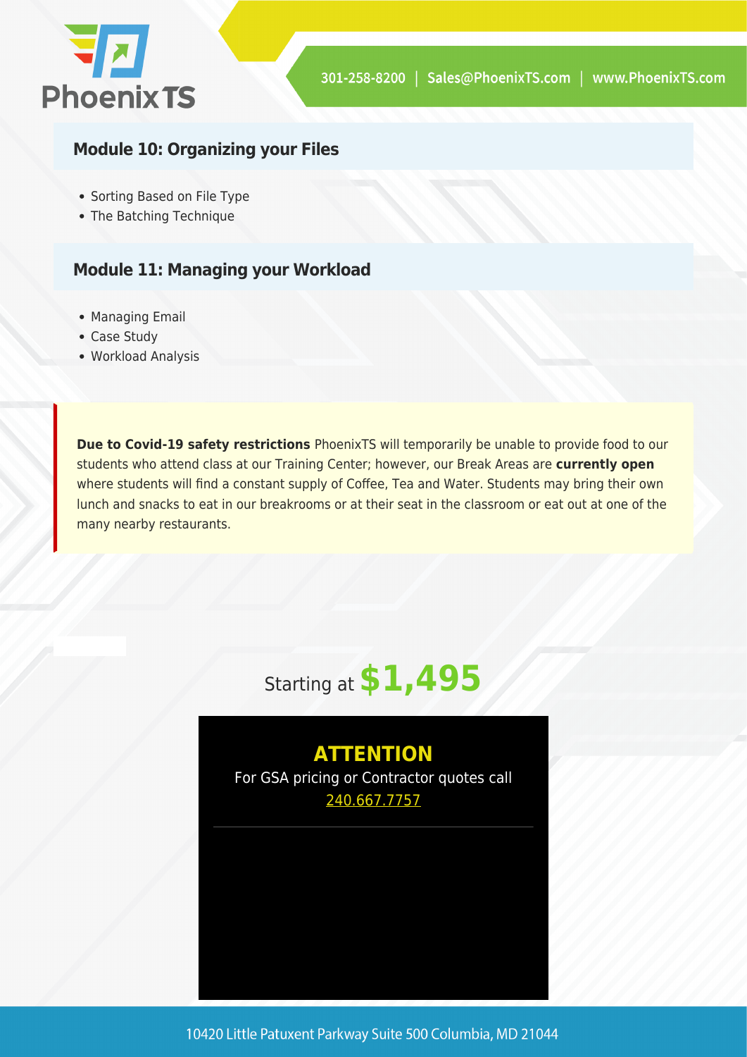## Module 10: Organizing your Files

- Sorting Based on File Type
- The Batching Technique

## Module 11: Managing your Workload

- Managing Email
- Case Study
- Workload Analysis

**Due to Covid-19 safety restrictions** PhoenixTS will temporarily be unable to provide food to our students who attend class at our Training Center; however, our Break Areas are **currently open** where students will find a constant supply of Coffee, Tea and Water. Students may bring their own lunch and snacks to eat in our breakrooms or at their seat in the classroom or eat out at one of the many nearby restaurants.

Starting at **$1,495**

**ATTENTION**

For GSA pricing or Contractor quotes call 240.667.7757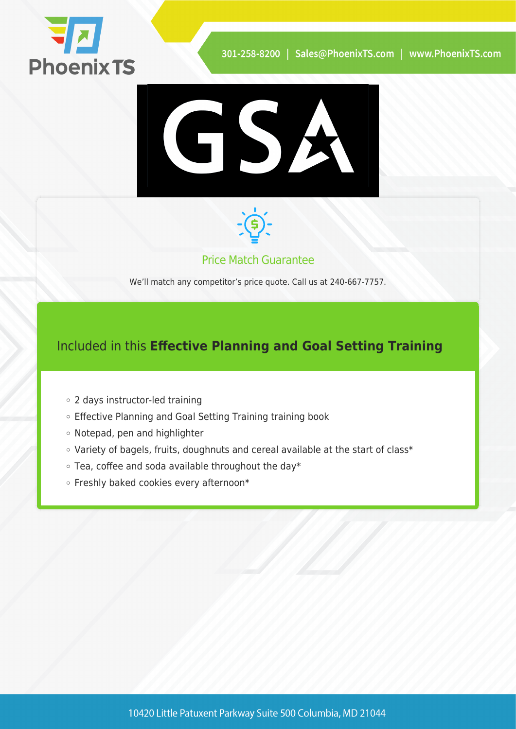## Price Match Guarantee

We'll match any competitor's price quote. Call us at 240-667-7757.

## Included in this **Effective Planning and Goal Setting Training**

- 2 days instructor-led training
- Effective Planning and Goal Setting Training training book
- Notepad, pen and highlighter
- Variety of bagels, fruits, doughnuts and cereal available at the start of class*
- Tea, coffee and soda available throughout the day*
- Freshly baked cookies every afternoon*